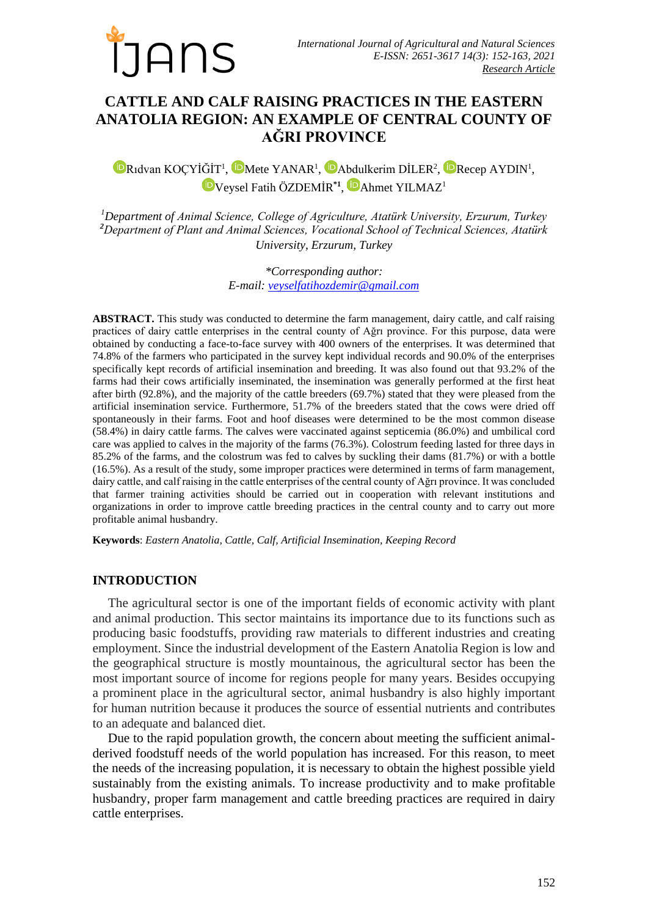# CATTLE AND CALF RAISING PRACTICES IN THE EASTERN ANATOLIA REGION: AN EXAMPLE OF CENTRAL COUNTY OF AĞRI PROVINCE

Rıdvan KOÇYİĞİT[1], Mete YANAR[1], Abdulkerim DİLER[2], Recep AYDIN[1], Veysel Fatih ÖZDEMİR[*1], Ahmet YILMAZ[1]

[1]*Department of Animal Science, College of Agriculture, Atatürk University, Erzurum, Turkey*
[2]*Department of Plant and Animal Sciences, Vocational School of Technical Sciences, Atatürk University, Erzurum, Turkey*

*\*Corresponding author:*
*E-mail: veyselfatihozdemir@gmail.com*

**ABSTRACT.** This study was conducted to determine the farm management, dairy cattle, and calf raising practices of dairy cattle enterprises in the central county of Ağrı province. For this purpose, data were obtained by conducting a face-to-face survey with 400 owners of the enterprises. It was determined that 74.8% of the farmers who participated in the survey kept individual records and 90.0% of the enterprises specifically kept records of artificial insemination and breeding. It was also found out that 93.2% of the farms had their cows artificially inseminated, the insemination was generally performed at the first heat after birth (92.8%), and the majority of the cattle breeders (69.7%) stated that they were pleased from the artificial insemination service. Furthermore, 51.7% of the breeders stated that the cows were dried off spontaneously in their farms. Foot and hoof diseases were determined to be the most common disease (58.4%) in dairy cattle farms. The calves were vaccinated against septicemia (86.0%) and umbilical cord care was applied to calves in the majority of the farms (76.3%). Colostrum feeding lasted for three days in 85.2% of the farms, and the colostrum was fed to calves by suckling their dams (81.7%) or with a bottle (16.5%). As a result of the study, some improper practices were determined in terms of farm management, dairy cattle, and calf raising in the cattle enterprises of the central county of Ağrı province. It was concluded that farmer training activities should be carried out in cooperation with relevant institutions and organizations in order to improve cattle breeding practices in the central county and to carry out more profitable animal husbandry.

**Keywords**: *Eastern Anatolia, Cattle, Calf, Artificial Insemination, Keeping Record*

## INTRODUCTION

The agricultural sector is one of the important fields of economic activity with plant and animal production. This sector maintains its importance due to its functions such as producing basic foodstuffs, providing raw materials to different industries and creating employment. Since the industrial development of the Eastern Anatolia Region is low and the geographical structure is mostly mountainous, the agricultural sector has been the most important source of income for regions people for many years. Besides occupying a prominent place in the agricultural sector, animal husbandry is also highly important for human nutrition because it produces the source of essential nutrients and contributes to an adequate and balanced diet.

Due to the rapid population growth, the concern about meeting the sufficient animal-derived foodstuff needs of the world population has increased. For this reason, to meet the needs of the increasing population, it is necessary to obtain the highest possible yield sustainably from the existing animals. To increase productivity and to make profitable husbandry, proper farm management and cattle breeding practices are required in dairy cattle enterprises.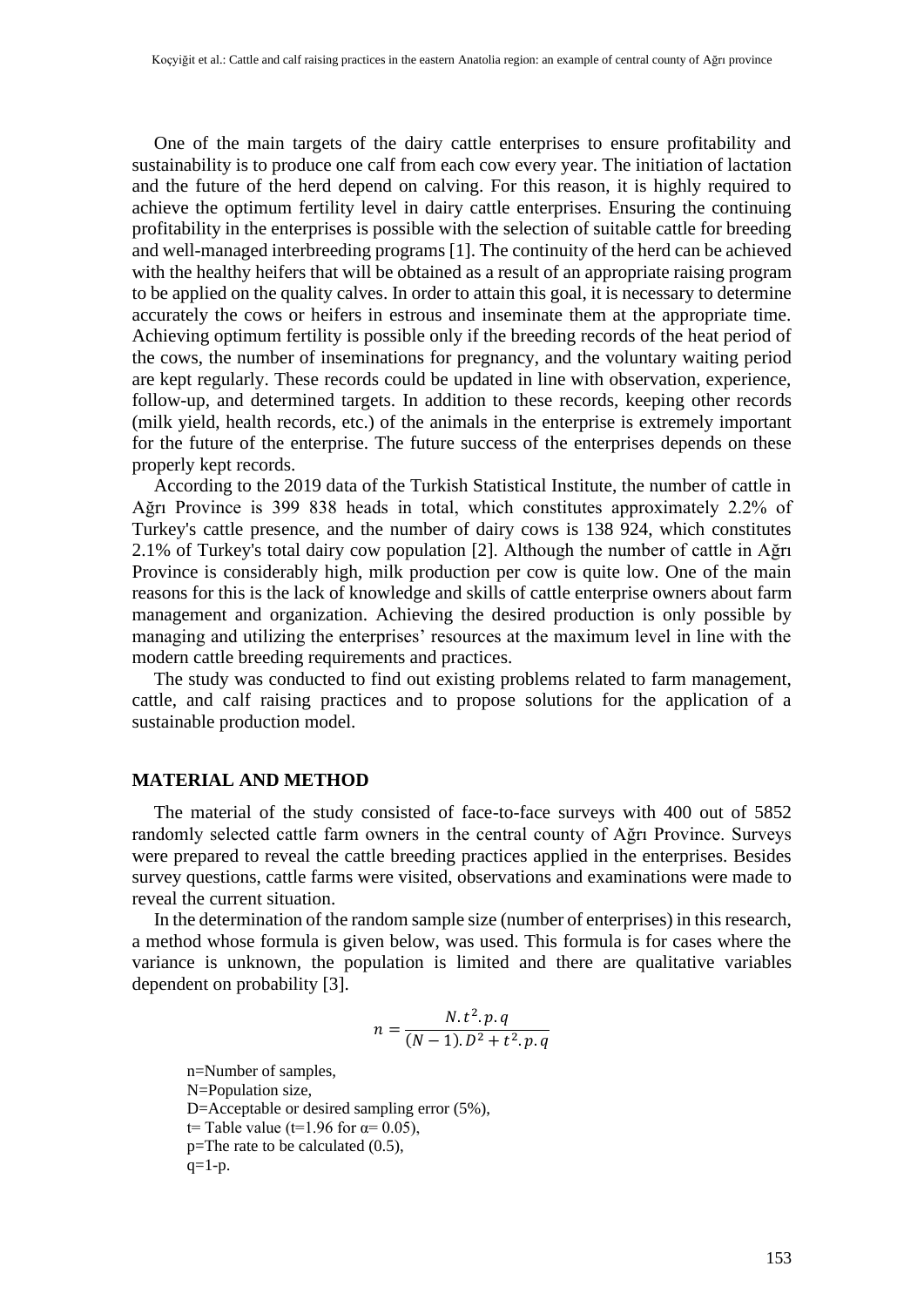One of the main targets of the dairy cattle enterprises to ensure profitability and sustainability is to produce one calf from each cow every year. The initiation of lactation and the future of the herd depend on calving. For this reason, it is highly required to achieve the optimum fertility level in dairy cattle enterprises. Ensuring the continuing profitability in the enterprises is possible with the selection of suitable cattle for breeding and well-managed interbreeding programs [1]. The continuity of the herd can be achieved with the healthy heifers that will be obtained as a result of an appropriate raising program to be applied on the quality calves. In order to attain this goal, it is necessary to determine accurately the cows or heifers in estrous and inseminate them at the appropriate time. Achieving optimum fertility is possible only if the breeding records of the heat period of the cows, the number of inseminations for pregnancy, and the voluntary waiting period are kept regularly. These records could be updated in line with observation, experience, follow-up, and determined targets. In addition to these records, keeping other records (milk yield, health records, etc.) of the animals in the enterprise is extremely important for the future of the enterprise. The future success of the enterprises depends on these properly kept records.

According to the 2019 data of the Turkish Statistical Institute, the number of cattle in Ağrı Province is 399 838 heads in total, which constitutes approximately 2.2% of Turkey's cattle presence, and the number of dairy cows is 138 924, which constitutes 2.1% of Turkey's total dairy cow population [2]. Although the number of cattle in Ağrı Province is considerably high, milk production per cow is quite low. One of the main reasons for this is the lack of knowledge and skills of cattle enterprise owners about farm management and organization. Achieving the desired production is only possible by managing and utilizing the enterprises' resources at the maximum level in line with the modern cattle breeding requirements and practices.

The study was conducted to find out existing problems related to farm management, cattle, and calf raising practices and to propose solutions for the application of a sustainable production model.

## MATERIAL AND METHOD

The material of the study consisted of face-to-face surveys with 400 out of 5852 randomly selected cattle farm owners in the central county of Ağrı Province. Surveys were prepared to reveal the cattle breeding practices applied in the enterprises. Besides survey questions, cattle farms were visited, observations and examinations were made to reveal the current situation.

In the determination of the random sample size (number of enterprises) in this research, a method whose formula is given below, was used. This formula is for cases where the variance is unknown, the population is limited and there are qualitative variables dependent on probability [3].

$$n = \frac{N.t^2.p.q}{(N-1).D^2 + t^2.p.q}$$

n=Number of samples,
N=Population size,
D=Acceptable or desired sampling error (5%),
t= Table value (t=1.96 for $\alpha$= 0.05),
p=The rate to be calculated (0.5),
q=1-p.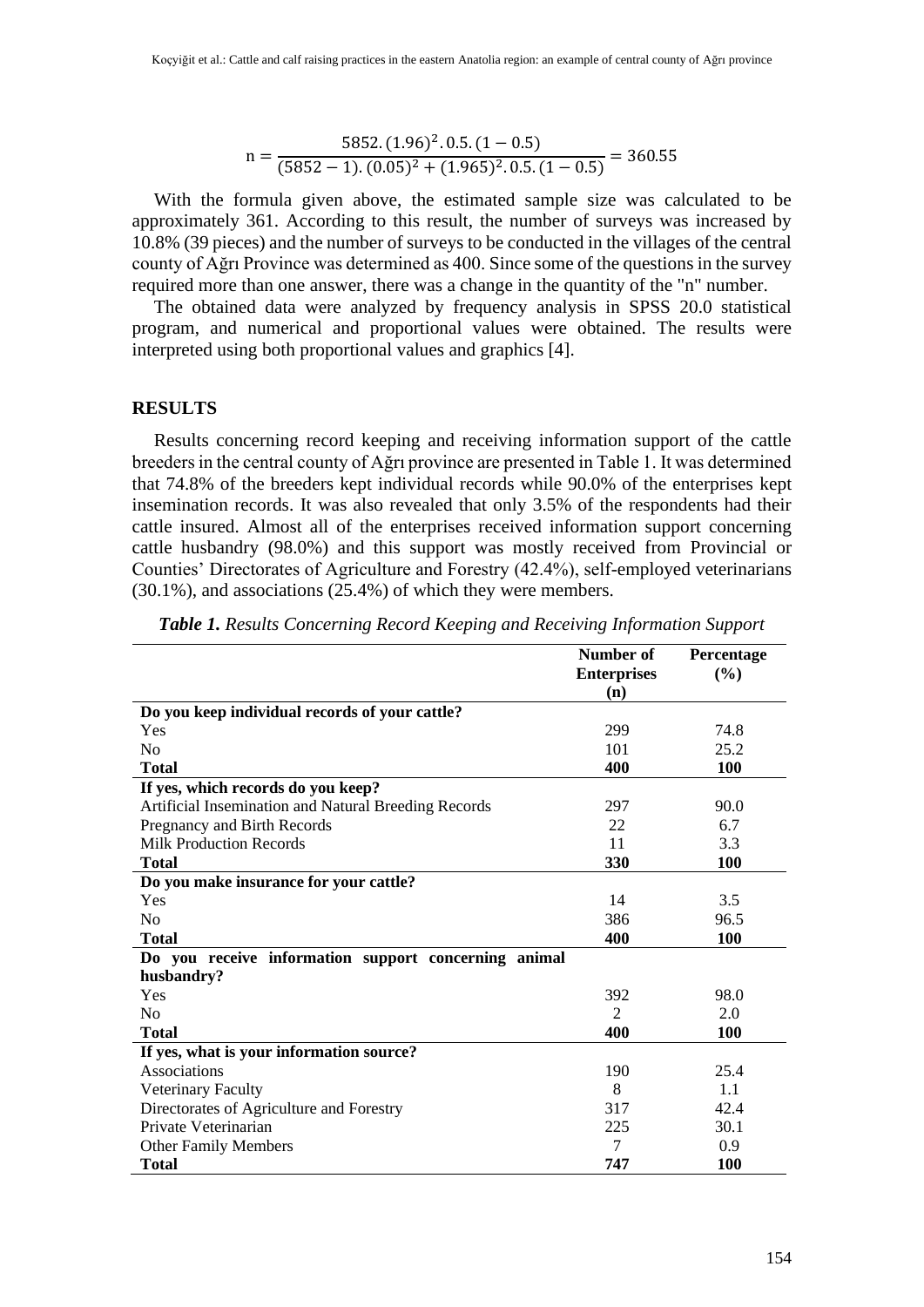$$n = \frac{5852.(1.96)^2.0.5.(1-0.5)}{(5852-1).(0.05)^2 + (1.965)^2.0.5.(1-0.5)} = 360.55$$

With the formula given above, the estimated sample size was calculated to be approximately 361. According to this result, the number of surveys was increased by 10.8% (39 pieces) and the number of surveys to be conducted in the villages of the central county of Ağrı Province was determined as 400. Since some of the questions in the survey required more than one answer, there was a change in the quantity of the "n" number.

The obtained data were analyzed by frequency analysis in SPSS 20.0 statistical program, and numerical and proportional values were obtained. The results were interpreted using both proportional values and graphics [4].

## RESULTS

Results concerning record keeping and receiving information support of the cattle breeders in the central county of Ağrı province are presented in Table 1. It was determined that 74.8% of the breeders kept individual records while 90.0% of the enterprises kept insemination records. It was also revealed that only 3.5% of the respondents had their cattle insured. Almost all of the enterprises received information support concerning cattle husbandry (98.0%) and this support was mostly received from Provincial or Counties' Directorates of Agriculture and Forestry (42.4%), self-employed veterinarians (30.1%), and associations (25.4%) of which they were members.

***Table 1.*** *Results Concerning Record Keeping and Receiving Information Support*

| | Number of Enterprises (n) | Percentage (%) |
|---|---|---|
| **Do you keep individual records of your cattle?** | | |
| Yes | 299 | 74.8 |
| No | 101 | 25.2 |
| **Total** | **400** | **100** |
| **If yes, which records do you keep?** | | |
| Artificial Insemination and Natural Breeding Records | 297 | 90.0 |
| Pregnancy and Birth Records | 22 | 6.7 |
| Milk Production Records | 11 | 3.3 |
| **Total** | **330** | **100** |
| **Do you make insurance for your cattle?** | | |
| Yes | 14 | 3.5 |
| No | 386 | 96.5 |
| **Total** | **400** | **100** |
| **Do you receive information support concerning animal husbandry?** | | |
| Yes | 392 | 98.0 |
| No | 2 | 2.0 |
| **Total** | **400** | **100** |
| **If yes, what is your information source?** | | |
| Associations | 190 | 25.4 |
| Veterinary Faculty | 8 | 1.1 |
| Directorates of Agriculture and Forestry | 317 | 42.4 |
| Private Veterinarian | 225 | 30.1 |
| Other Family Members | 7 | 0.9 |
| **Total** | **747** | **100** |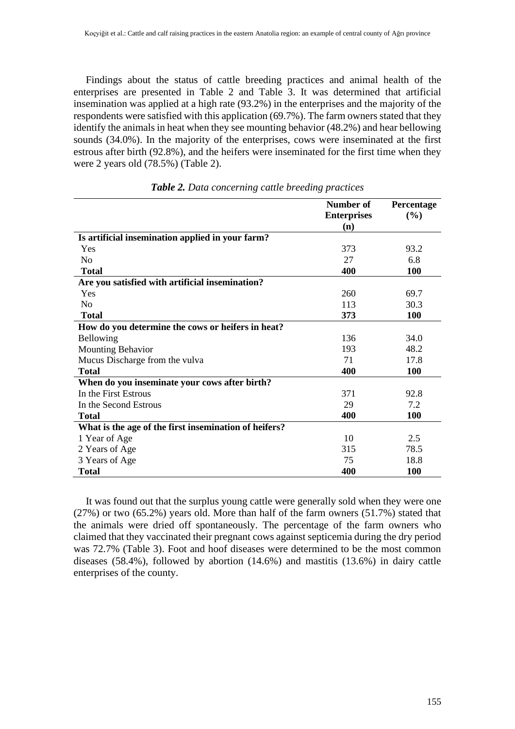Findings about the status of cattle breeding practices and animal health of the enterprises are presented in Table 2 and Table 3. It was determined that artificial insemination was applied at a high rate (93.2%) in the enterprises and the majority of the respondents were satisfied with this application (69.7%). The farm owners stated that they identify the animals in heat when they see mounting behavior (48.2%) and hear bellowing sounds (34.0%). In the majority of the enterprises, cows were inseminated at the first estrous after birth (92.8%), and the heifers were inseminated for the first time when they were 2 years old (78.5%) (Table 2).

***Table 2.*** *Data concerning cattle breeding practices*

| | Number of Enterprises (n) | Percentage (%) |
|---|---|---|
| **Is artificial insemination applied in your farm?** | | |
| Yes | 373 | 93.2 |
| No | 27 | 6.8 |
| **Total** | **400** | **100** |
| **Are you satisfied with artificial insemination?** | | |
| Yes | 260 | 69.7 |
| No | 113 | 30.3 |
| **Total** | **373** | **100** |
| **How do you determine the cows or heifers in heat?** | | |
| Bellowing | 136 | 34.0 |
| Mounting Behavior | 193 | 48.2 |
| Mucus Discharge from the vulva | 71 | 17.8 |
| **Total** | **400** | **100** |
| **When do you inseminate your cows after birth?** | | |
| In the First Estrous | 371 | 92.8 |
| In the Second Estrous | 29 | 7.2 |
| **Total** | **400** | **100** |
| **What is the age of the first insemination of heifers?** | | |
| 1 Year of Age | 10 | 2.5 |
| 2 Years of Age | 315 | 78.5 |
| 3 Years of Age | 75 | 18.8 |
| **Total** | **400** | **100** |

It was found out that the surplus young cattle were generally sold when they were one (27%) or two (65.2%) years old. More than half of the farm owners (51.7%) stated that the animals were dried off spontaneously. The percentage of the farm owners who claimed that they vaccinated their pregnant cows against septicemia during the dry period was 72.7% (Table 3). Foot and hoof diseases were determined to be the most common diseases (58.4%), followed by abortion (14.6%) and mastitis (13.6%) in dairy cattle enterprises of the county.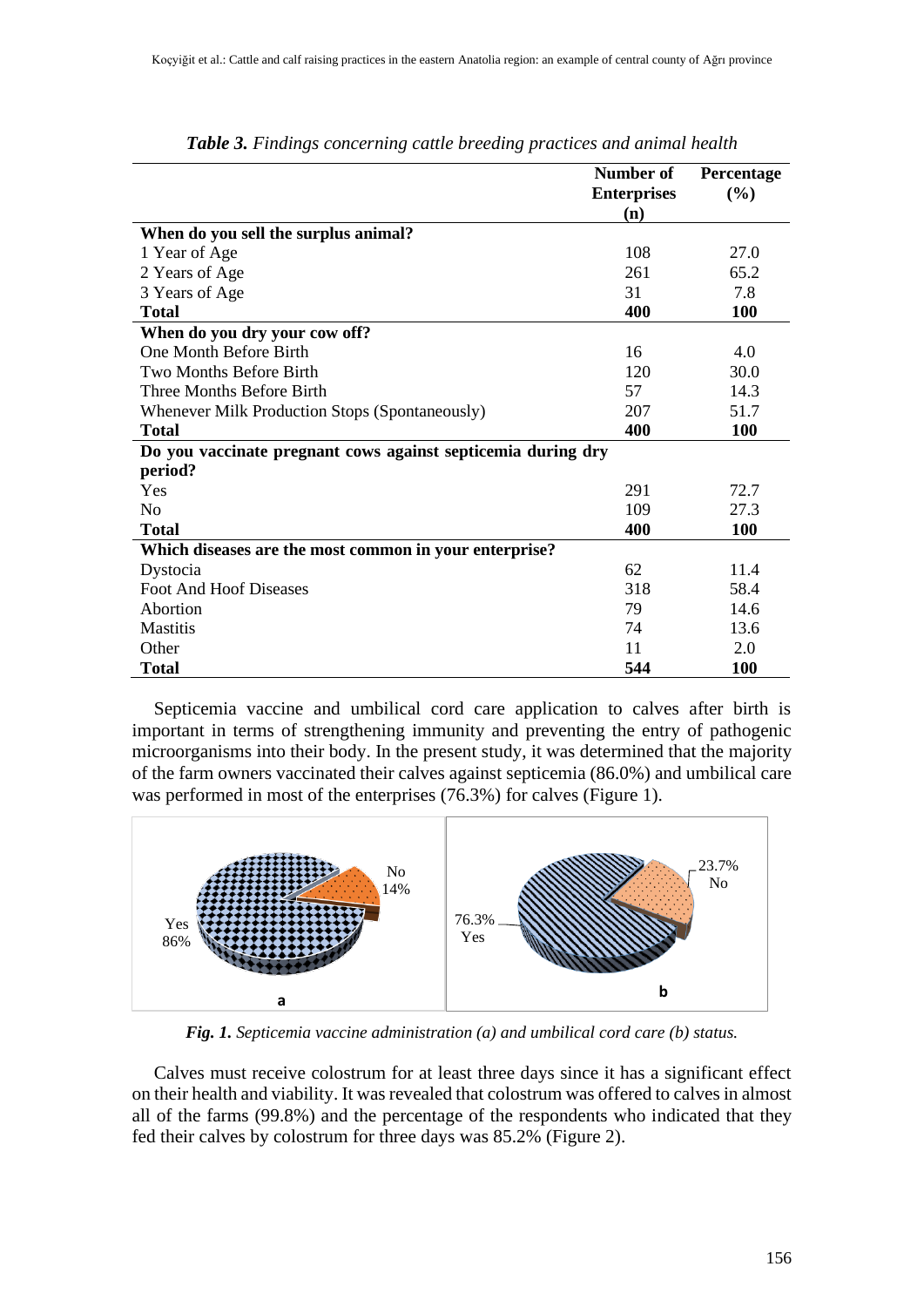*Table 3. Findings concerning cattle breeding practices and animal health*

| | Number of Enterprises (n) | Percentage (%) |
|---|---|---|
| **When do you sell the surplus animal?** | | |
| 1 Year of Age | 108 | 27.0 |
| 2 Years of Age | 261 | 65.2 |
| 3 Years of Age | 31 | 7.8 |
| **Total** | **400** | **100** |
| **When do you dry your cow off?** | | |
| One Month Before Birth | 16 | 4.0 |
| Two Months Before Birth | 120 | 30.0 |
| Three Months Before Birth | 57 | 14.3 |
| Whenever Milk Production Stops (Spontaneously) | 207 | 51.7 |
| **Total** | **400** | **100** |
| **Do you vaccinate pregnant cows against septicemia during dry period?** | | |
| Yes | 291 | 72.7 |
| No | 109 | 27.3 |
| **Total** | **400** | **100** |
| **Which diseases are the most common in your enterprise?** | | |
| Dystocia | 62 | 11.4 |
| Foot And Hoof Diseases | 318 | 58.4 |
| Abortion | 79 | 14.6 |
| Mastitis | 74 | 13.6 |
| Other | 11 | 2.0 |
| **Total** | **544** | **100** |

Septicemia vaccine and umbilical cord care application to calves after birth is important in terms of strengthening immunity and preventing the entry of pathogenic microorganisms into their body. In the present study, it was determined that the majority of the farm owners vaccinated their calves against septicemia (86.0%) and umbilical care was performed in most of the enterprises (76.3%) for calves (Figure 1).

*Fig. 1. Septicemia vaccine administration (a) and umbilical cord care (b) status.*

Calves must receive colostrum for at least three days since it has a significant effect on their health and viability. It was revealed that colostrum was offered to calves in almost all of the farms (99.8%) and the percentage of the respondents who indicated that they fed their calves by colostrum for three days was 85.2% (Figure 2).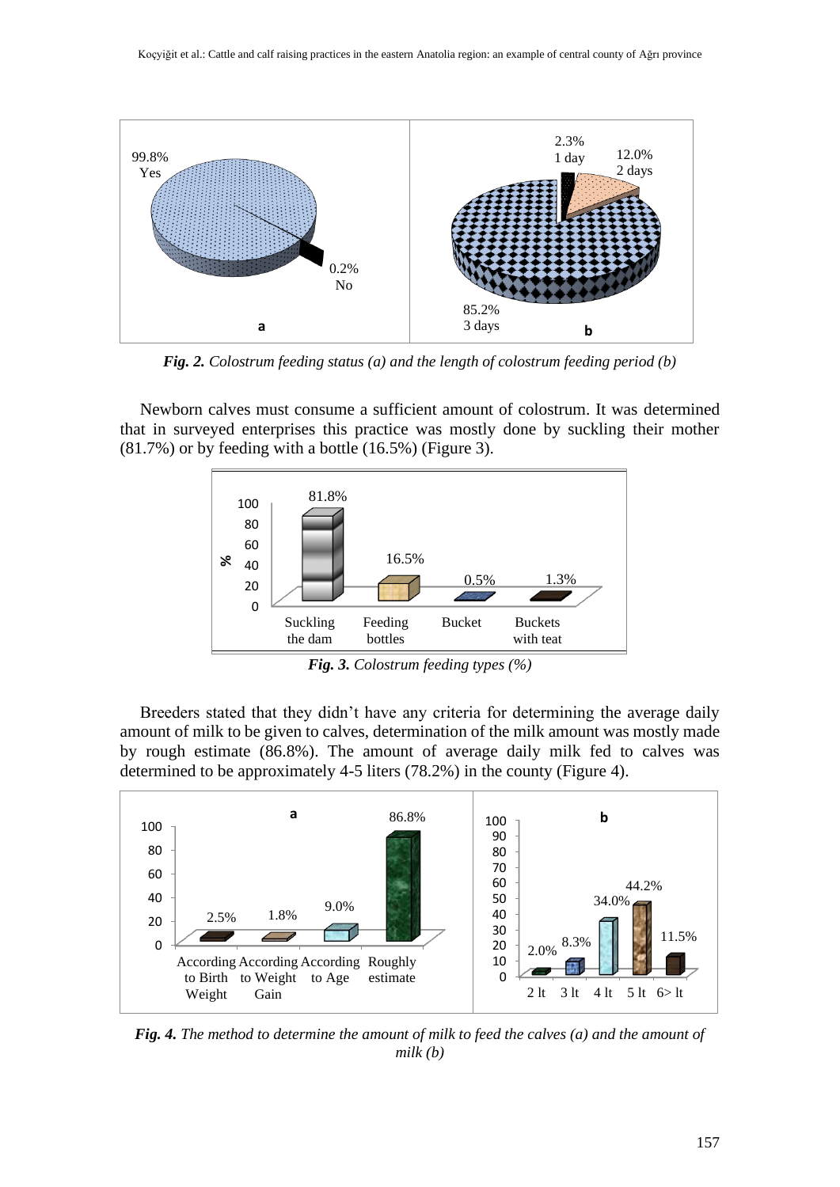*Fig. 2. Colostrum feeding status (a) and the length of colostrum feeding period (b)*

Newborn calves must consume a sufficient amount of colostrum. It was determined that in surveyed enterprises this practice was mostly done by suckling their mother (81.7%) or by feeding with a bottle (16.5%) (Figure 3).

*Fig. 3. Colostrum feeding types (%)*

Breeders stated that they didn't have any criteria for determining the average daily amount of milk to be given to calves, determination of the milk amount was mostly made by rough estimate (86.8%). The amount of average daily milk fed to calves was determined to be approximately 4-5 liters (78.2%) in the county (Figure 4).

*Fig. 4. The method to determine the amount of milk to feed the calves (a) and the amount of milk (b)*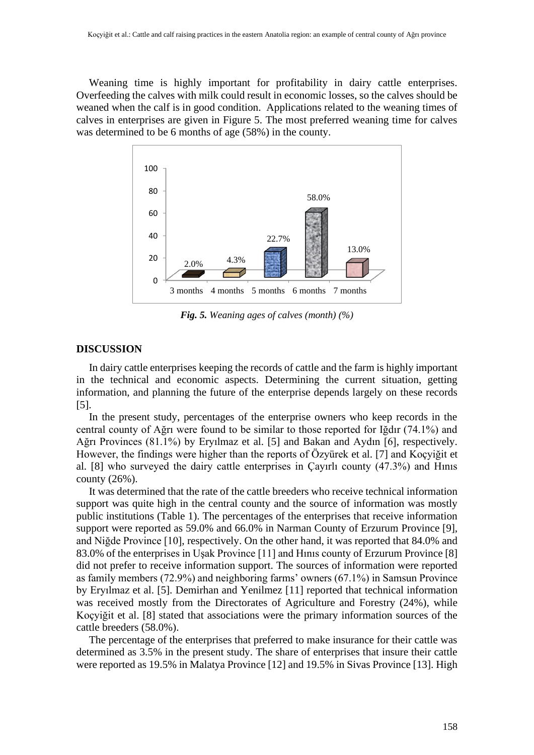Weaning time is highly important for profitability in dairy cattle enterprises. Overfeeding the calves with milk could result in economic losses, so the calves should be weaned when the calf is in good condition. Applications related to the weaning times of calves in enterprises are given in Figure 5. The most preferred weaning time for calves was determined to be 6 months of age (58%) in the county.

| Weaning age | % |
|---|---|
| 3 months | 2.0% |
| 4 months | 4.3% |
| 5 months | 22.7% |
| 6 months | 58.0% |
| 7 months | 13.0% |

***Fig. 5.*** *Weaning ages of calves (month) (%)*

## DISCUSSION

In dairy cattle enterprises keeping the records of cattle and the farm is highly important in the technical and economic aspects. Determining the current situation, getting information, and planning the future of the enterprise depends largely on these records [5].

In the present study, percentages of the enterprise owners who keep records in the central county of Ağrı were found to be similar to those reported for Iğdır (74.1%) and Ağrı Provinces (81.1%) by Eryılmaz et al. [5] and Bakan and Aydın [6], respectively. However, the findings were higher than the reports of Özyürek et al. [7] and Koçyiğit et al. [8] who surveyed the dairy cattle enterprises in Çayırlı county (47.3%) and Hınıs county (26%).

It was determined that the rate of the cattle breeders who receive technical information support was quite high in the central county and the source of information was mostly public institutions (Table 1). The percentages of the enterprises that receive information support were reported as 59.0% and 66.0% in Narman County of Erzurum Province [9], and Niğde Province [10], respectively. On the other hand, it was reported that 84.0% and 83.0% of the enterprises in Uşak Province [11] and Hınıs county of Erzurum Province [8] did not prefer to receive information support. The sources of information were reported as family members (72.9%) and neighboring farms' owners (67.1%) in Samsun Province by Eryılmaz et al. [5]. Demirhan and Yenilmez [11] reported that technical information was received mostly from the Directorates of Agriculture and Forestry (24%), while Koçyiğit et al. [8] stated that associations were the primary information sources of the cattle breeders (58.0%).

The percentage of the enterprises that preferred to make insurance for their cattle was determined as 3.5% in the present study. The share of enterprises that insure their cattle were reported as 19.5% in Malatya Province [12] and 19.5% in Sivas Province [13]. High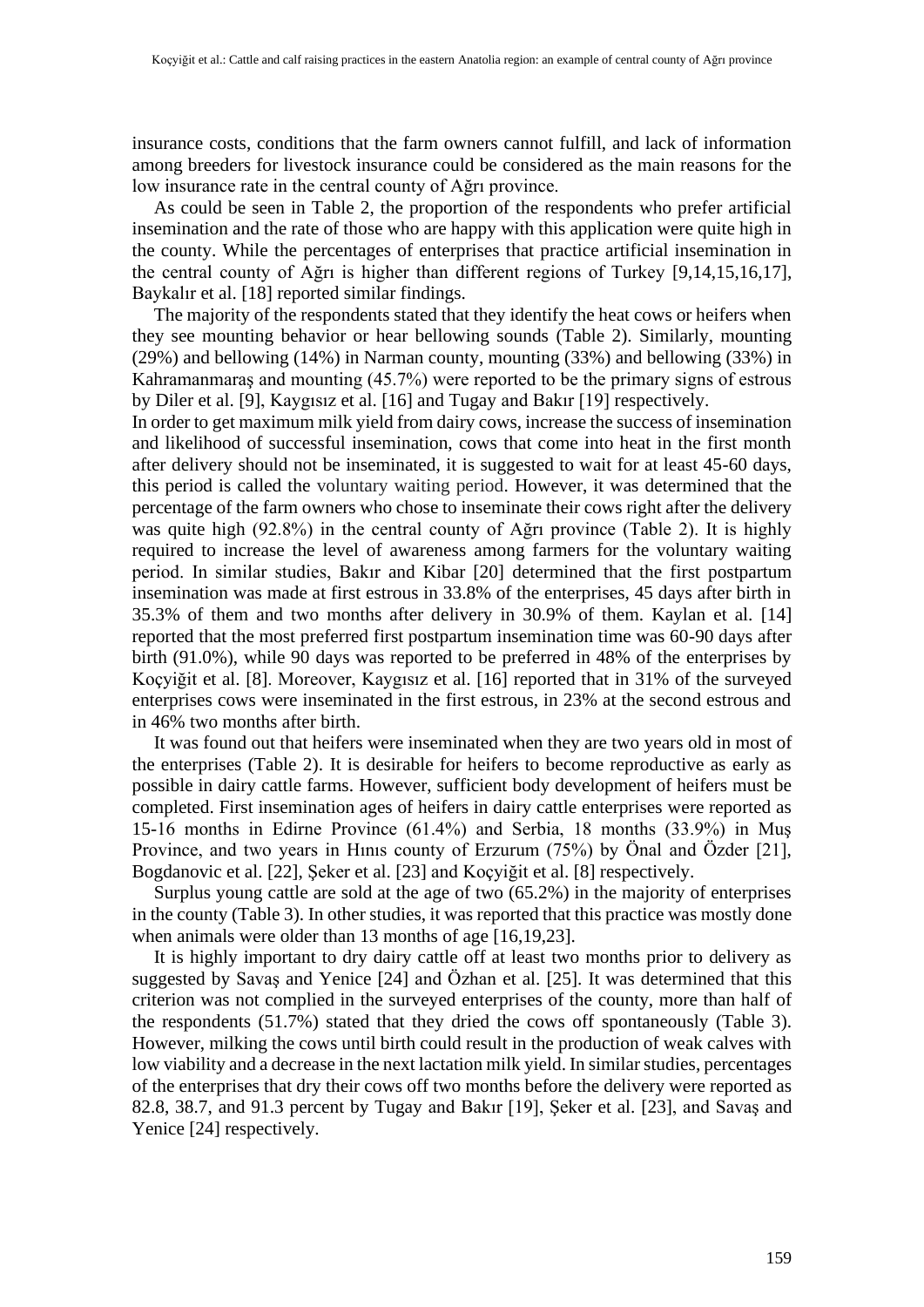insurance costs, conditions that the farm owners cannot fulfill, and lack of information among breeders for livestock insurance could be considered as the main reasons for the low insurance rate in the central county of Ağrı province.

As could be seen in Table 2, the proportion of the respondents who prefer artificial insemination and the rate of those who are happy with this application were quite high in the county. While the percentages of enterprises that practice artificial insemination in the central county of Ağrı is higher than different regions of Turkey [9,14,15,16,17], Baykalır et al. [18] reported similar findings.

The majority of the respondents stated that they identify the heat cows or heifers when they see mounting behavior or hear bellowing sounds (Table 2). Similarly, mounting (29%) and bellowing (14%) in Narman county, mounting (33%) and bellowing (33%) in Kahramanmaraş and mounting (45.7%) were reported to be the primary signs of estrous by Diler et al. [9], Kaygısız et al. [16] and Tugay and Bakır [19] respectively.

In order to get maximum milk yield from dairy cows, increase the success of insemination and likelihood of successful insemination, cows that come into heat in the first month after delivery should not be inseminated, it is suggested to wait for at least 45-60 days, this period is called the voluntary waiting period. However, it was determined that the percentage of the farm owners who chose to inseminate their cows right after the delivery was quite high (92.8%) in the central county of Ağrı province (Table 2). It is highly required to increase the level of awareness among farmers for the voluntary waiting period. In similar studies, Bakır and Kibar [20] determined that the first postpartum insemination was made at first estrous in 33.8% of the enterprises, 45 days after birth in 35.3% of them and two months after delivery in 30.9% of them. Kaylan et al. [14] reported that the most preferred first postpartum insemination time was 60-90 days after birth (91.0%), while 90 days was reported to be preferred in 48% of the enterprises by Koçyiğit et al. [8]. Moreover, Kaygısız et al. [16] reported that in 31% of the surveyed enterprises cows were inseminated in the first estrous, in 23% at the second estrous and in 46% two months after birth.

It was found out that heifers were inseminated when they are two years old in most of the enterprises (Table 2). It is desirable for heifers to become reproductive as early as possible in dairy cattle farms. However, sufficient body development of heifers must be completed. First insemination ages of heifers in dairy cattle enterprises were reported as 15-16 months in Edirne Province (61.4%) and Serbia, 18 months (33.9%) in Muş Province, and two years in Hınıs county of Erzurum (75%) by Önal and Özder [21], Bogdanovic et al. [22], Şeker et al. [23] and Koçyiğit et al. [8] respectively.

Surplus young cattle are sold at the age of two (65.2%) in the majority of enterprises in the county (Table 3). In other studies, it was reported that this practice was mostly done when animals were older than 13 months of age [16,19,23].

It is highly important to dry dairy cattle off at least two months prior to delivery as suggested by Savaş and Yenice [24] and Özhan et al. [25]. It was determined that this criterion was not complied in the surveyed enterprises of the county, more than half of the respondents (51.7%) stated that they dried the cows off spontaneously (Table 3). However, milking the cows until birth could result in the production of weak calves with low viability and a decrease in the next lactation milk yield. In similar studies, percentages of the enterprises that dry their cows off two months before the delivery were reported as 82.8, 38.7, and 91.3 percent by Tugay and Bakır [19], Şeker et al. [23], and Savaş and Yenice [24] respectively.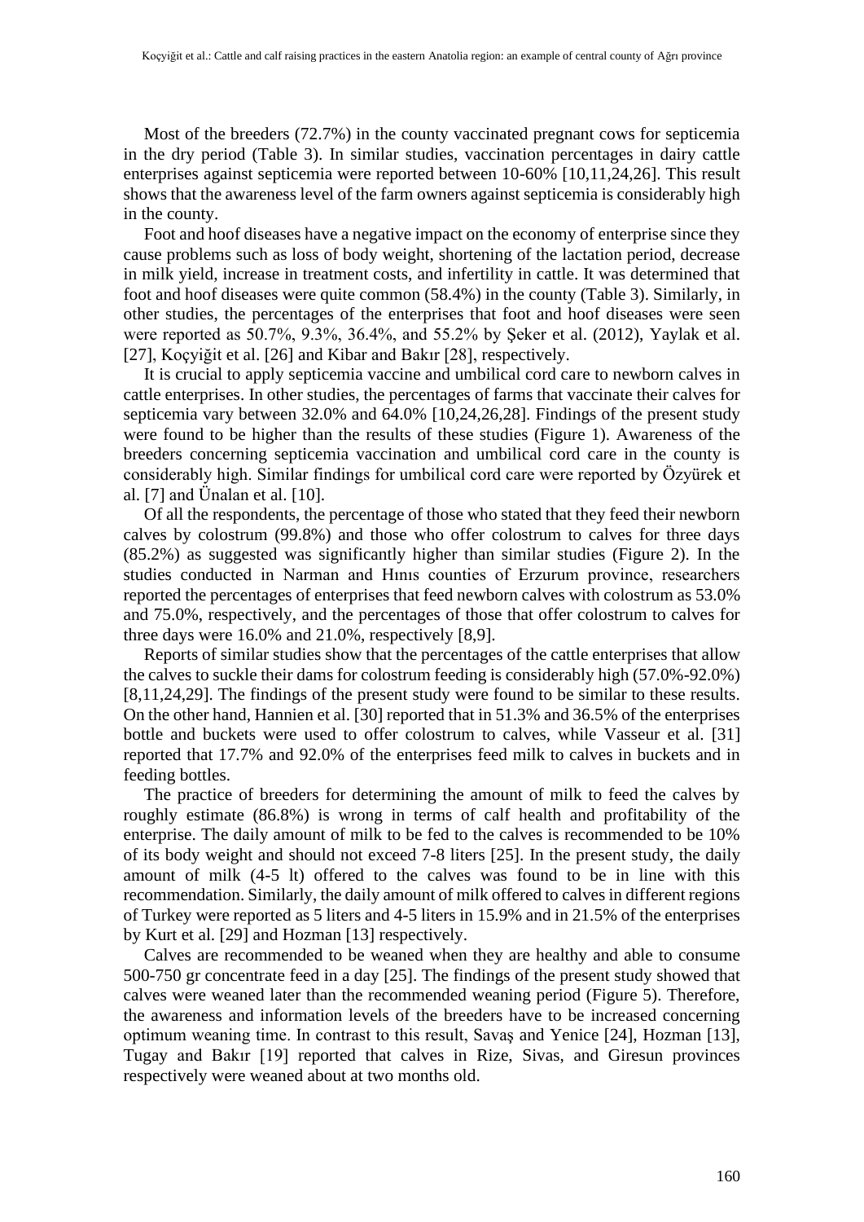Most of the breeders (72.7%) in the county vaccinated pregnant cows for septicemia in the dry period (Table 3). In similar studies, vaccination percentages in dairy cattle enterprises against septicemia were reported between 10-60% [10,11,24,26]. This result shows that the awareness level of the farm owners against septicemia is considerably high in the county.

Foot and hoof diseases have a negative impact on the economy of enterprise since they cause problems such as loss of body weight, shortening of the lactation period, decrease in milk yield, increase in treatment costs, and infertility in cattle. It was determined that foot and hoof diseases were quite common (58.4%) in the county (Table 3). Similarly, in other studies, the percentages of the enterprises that foot and hoof diseases were seen were reported as 50.7%, 9.3%, 36.4%, and 55.2% by Şeker et al. (2012), Yaylak et al. [27], Koçyiğit et al. [26] and Kibar and Bakır [28], respectively.

It is crucial to apply septicemia vaccine and umbilical cord care to newborn calves in cattle enterprises. In other studies, the percentages of farms that vaccinate their calves for septicemia vary between 32.0% and 64.0% [10,24,26,28]. Findings of the present study were found to be higher than the results of these studies (Figure 1). Awareness of the breeders concerning septicemia vaccination and umbilical cord care in the county is considerably high. Similar findings for umbilical cord care were reported by Özyürek et al. [7] and Ünalan et al. [10].

Of all the respondents, the percentage of those who stated that they feed their newborn calves by colostrum (99.8%) and those who offer colostrum to calves for three days (85.2%) as suggested was significantly higher than similar studies (Figure 2). In the studies conducted in Narman and Hınıs counties of Erzurum province, researchers reported the percentages of enterprises that feed newborn calves with colostrum as 53.0% and 75.0%, respectively, and the percentages of those that offer colostrum to calves for three days were 16.0% and 21.0%, respectively [8,9].

Reports of similar studies show that the percentages of the cattle enterprises that allow the calves to suckle their dams for colostrum feeding is considerably high (57.0%-92.0%) [8,11,24,29]. The findings of the present study were found to be similar to these results. On the other hand, Hannien et al. [30] reported that in 51.3% and 36.5% of the enterprises bottle and buckets were used to offer colostrum to calves, while Vasseur et al. [31] reported that 17.7% and 92.0% of the enterprises feed milk to calves in buckets and in feeding bottles.

The practice of breeders for determining the amount of milk to feed the calves by roughly estimate (86.8%) is wrong in terms of calf health and profitability of the enterprise. The daily amount of milk to be fed to the calves is recommended to be 10% of its body weight and should not exceed 7-8 liters [25]. In the present study, the daily amount of milk (4-5 lt) offered to the calves was found to be in line with this recommendation. Similarly, the daily amount of milk offered to calves in different regions of Turkey were reported as 5 liters and 4-5 liters in 15.9% and in 21.5% of the enterprises by Kurt et al. [29] and Hozman [13] respectively.

Calves are recommended to be weaned when they are healthy and able to consume 500-750 gr concentrate feed in a day [25]. The findings of the present study showed that calves were weaned later than the recommended weaning period (Figure 5). Therefore, the awareness and information levels of the breeders have to be increased concerning optimum weaning time. In contrast to this result, Savaş and Yenice [24], Hozman [13], Tugay and Bakır [19] reported that calves in Rize, Sivas, and Giresun provinces respectively were weaned about at two months old.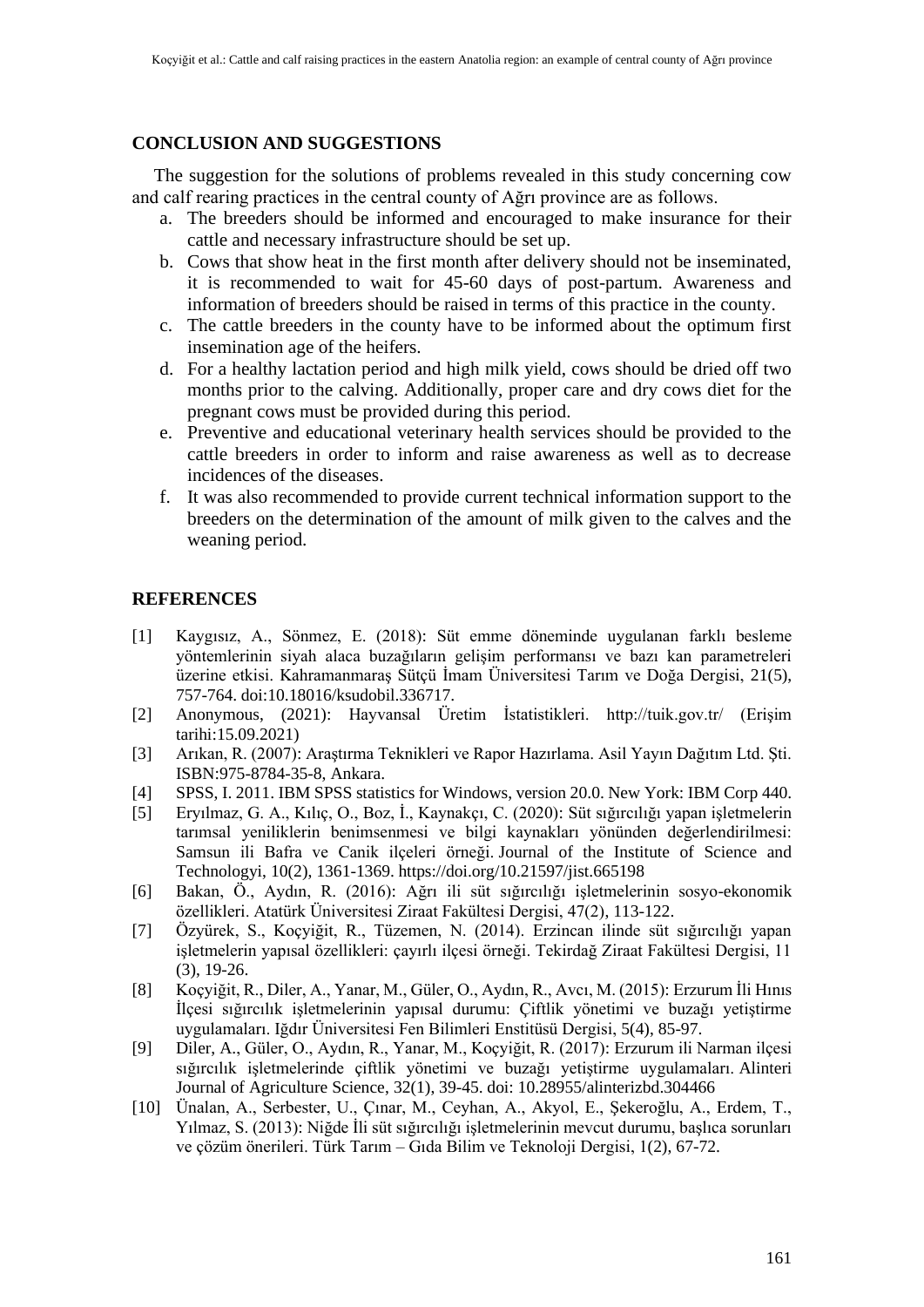## CONCLUSION AND SUGGESTIONS

The suggestion for the solutions of problems revealed in this study concerning cow and calf rearing practices in the central county of Ağrı province are as follows.

a. The breeders should be informed and encouraged to make insurance for their cattle and necessary infrastructure should be set up.
b. Cows that show heat in the first month after delivery should not be inseminated, it is recommended to wait for 45-60 days of post-partum. Awareness and information of breeders should be raised in terms of this practice in the county.
c. The cattle breeders in the county have to be informed about the optimum first insemination age of the heifers.
d. For a healthy lactation period and high milk yield, cows should be dried off two months prior to the calving. Additionally, proper care and dry cows diet for the pregnant cows must be provided during this period.
e. Preventive and educational veterinary health services should be provided to the cattle breeders in order to inform and raise awareness as well as to decrease incidences of the diseases.
f. It was also recommended to provide current technical information support to the breeders on the determination of the amount of milk given to the calves and the weaning period.

## REFERENCES

[1] Kaygısız, A., Sönmez, E. (2018): Süt emme döneminde uygulanan farklı besleme yöntemlerinin siyah alaca buzağıların gelişim performansı ve bazı kan parametreleri üzerine etkisi. Kahramanmaraş Sütçü İmam Üniversitesi Tarım ve Doğa Dergisi, 21(5), 757-764. doi:10.18016/ksudobil.336717.

[2] Anonymous, (2021): Hayvansal Üretim İstatistikleri. http://tuik.gov.tr/ (Erişim tarihi:15.09.2021)

[3] Arıkan, R. (2007): Araştırma Teknikleri ve Rapor Hazırlama. Asil Yayın Dağıtım Ltd. Şti. ISBN:975-8784-35-8, Ankara.

[4] SPSS, I. 2011. IBM SPSS statistics for Windows, version 20.0. New York: IBM Corp 440.

[5] Eryılmaz, G. A., Kılıç, O., Boz, İ., Kaynakçı, C. (2020): Süt sığırcılığı yapan işletmelerin tarımsal yeniliklerin benimsenmesi ve bilgi kaynakları yönünden değerlendirilmesi: Samsun ili Bafra ve Canik ilçeleri örneği. Journal of the Institute of Science and Technologyi, 10(2), 1361-1369. https://doi.org/10.21597/jist.665198

[6] Bakan, Ö., Aydın, R. (2016): Ağrı ili süt sığırcılığı işletmelerinin sosyo-ekonomik özellikleri. Atatürk Üniversitesi Ziraat Fakültesi Dergisi, 47(2), 113-122.

[7] Özyürek, S., Koçyiğit, R., Tüzemen, N. (2014). Erzincan ilinde süt sığırcılığı yapan işletmelerin yapısal özellikleri: çayırlı ilçesi örneği. Tekirdağ Ziraat Fakültesi Dergisi, 11 (3), 19-26.

[8] Koçyiğit, R., Diler, A., Yanar, M., Güler, O., Aydın, R., Avcı, M. (2015): Erzurum İli Hınıs İlçesi sığırcılık işletmelerinin yapısal durumu: Çiftlik yönetimi ve buzağı yetiştirme uygulamaları. Iğdır Üniversitesi Fen Bilimleri Enstitüsü Dergisi, 5(4), 85-97.

[9] Diler, A., Güler, O., Aydın, R., Yanar, M., Koçyiğit, R. (2017): Erzurum ili Narman ilçesi sığırcılık işletmelerinde çiftlik yönetimi ve buzağı yetiştirme uygulamaları. Alinteri Journal of Agriculture Science, 32(1), 39-45. doi: 10.28955/alinterizbd.304466

[10] Ünalan, A., Serbester, U., Çınar, M., Ceyhan, A., Akyol, E., Şekeroğlu, A., Erdem, T., Yılmaz, S. (2013): Niğde İli süt sığırcılığı işletmelerinin mevcut durumu, başlıca sorunları ve çözüm önerileri. Türk Tarım – Gıda Bilim ve Teknoloji Dergisi, 1(2), 67-72.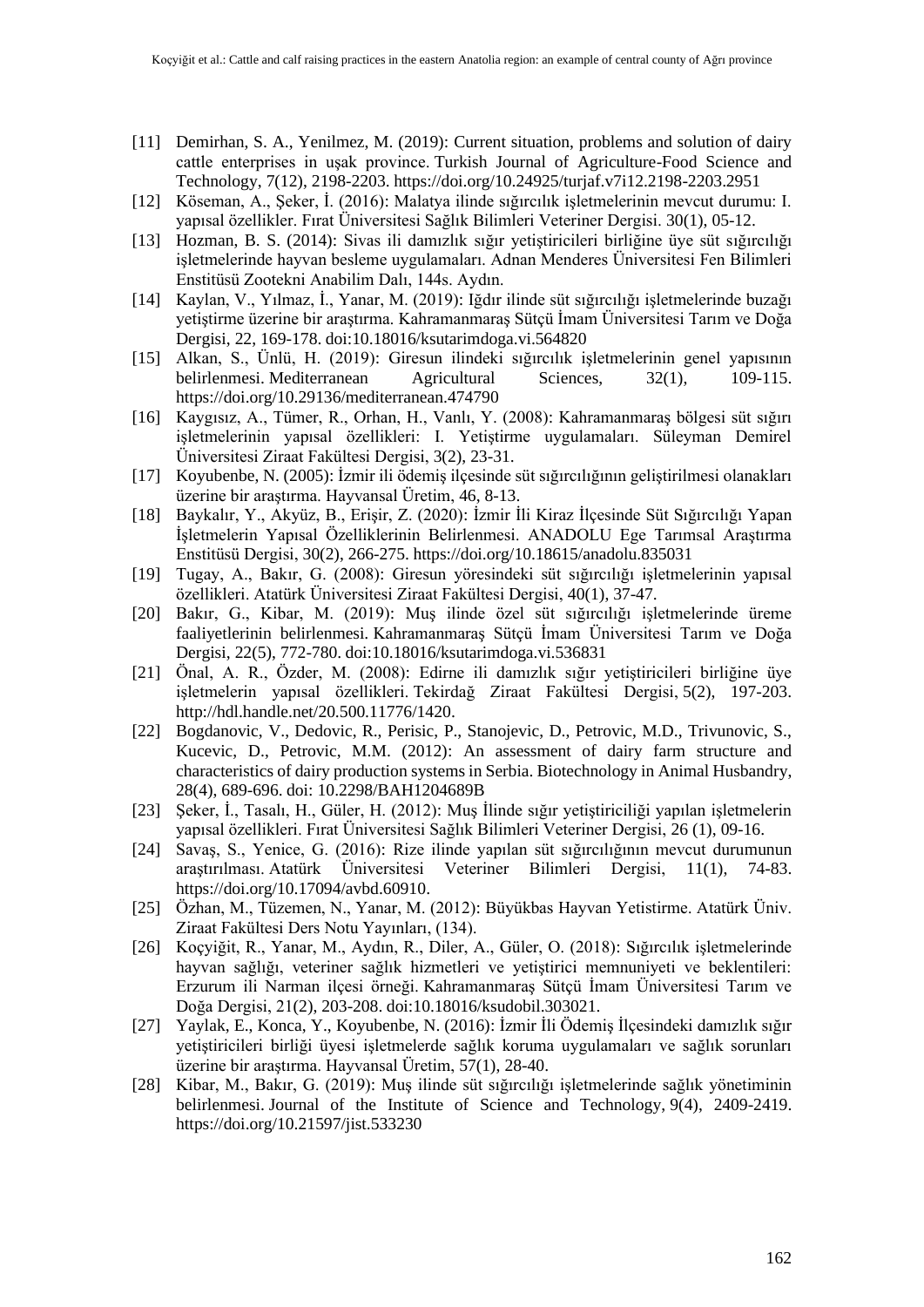[11] Demirhan, S. A., Yenilmez, M. (2019): Current situation, problems and solution of dairy cattle enterprises in uşak province. Turkish Journal of Agriculture-Food Science and Technology, 7(12), 2198-2203. https://doi.org/10.24925/turjaf.v7i12.2198-2203.2951

[12] Köseman, A., Şeker, İ. (2016): Malatya ilinde sığırcılık işletmelerinin mevcut durumu: I. yapısal özellikler. Fırat Üniversitesi Sağlık Bilimleri Veteriner Dergisi. 30(1), 05-12.

[13] Hozman, B. S. (2014): Sivas ili damızlık sığır yetiştiricileri birliğine üye süt sığırcılığı işletmelerinde hayvan besleme uygulamaları. Adnan Menderes Üniversitesi Fen Bilimleri Enstitüsü Zootekni Anabilim Dalı, 144s. Aydın.

[14] Kaylan, V., Yılmaz, İ., Yanar, M. (2019): Iğdır ilinde süt sığırcılığı işletmelerinde buzağı yetiştirme üzerine bir araştırma. Kahramanmaraş Sütçü İmam Üniversitesi Tarım ve Doğa Dergisi, 22, 169-178. doi:10.18016/ksutarimdoga.vi.564820

[15] Alkan, S., Ünlü, H. (2019): Giresun ilindeki sığırcılık işletmelerinin genel yapısının belirlenmesi. Mediterranean Agricultural Sciences, 32(1), 109-115. https://doi.org/10.29136/mediterranean.474790

[16] Kaygısız, A., Tümer, R., Orhan, H., Vanlı, Y. (2008): Kahramanmaraş bölgesi süt sığırı işletmelerinin yapısal özellikleri: I. Yetiştirme uygulamaları. Süleyman Demirel Üniversitesi Ziraat Fakültesi Dergisi, 3(2), 23-31.

[17] Koyubenbe, N. (2005): İzmir ili ödemiş ilçesinde süt sığırcılığının geliştirilmesi olanakları üzerine bir araştırma. Hayvansal Üretim, 46, 8-13.

[18] Baykalır, Y., Akyüz, B., Erişir, Z. (2020): İzmir İli Kiraz İlçesinde Süt Sığırcılığı Yapan İşletmelerin Yapısal Özelliklerinin Belirlenmesi. ANADOLU Ege Tarımsal Araştırma Enstitüsü Dergisi, 30(2), 266-275. https://doi.org/10.18615/anadolu.835031

[19] Tugay, A., Bakır, G. (2008): Giresun yöresindeki süt sığırcılığı işletmelerinin yapısal özellikleri. Atatürk Üniversitesi Ziraat Fakültesi Dergisi, 40(1), 37-47.

[20] Bakır, G., Kibar, M. (2019): Muş ilinde özel süt sığırcılığı işletmelerinde üreme faaliyetlerinin belirlenmesi. Kahramanmaraş Sütçü İmam Üniversitesi Tarım ve Doğa Dergisi, 22(5), 772-780. doi:10.18016/ksutarimdoga.vi.536831

[21] Önal, A. R., Özder, M. (2008): Edirne ili damızlık sığır yetiştiricileri birliğine üye işletmelerin yapısal özellikleri. Tekirdağ Ziraat Fakültesi Dergisi, 5(2), 197-203. http://hdl.handle.net/20.500.11776/1420.

[22] Bogdanovic, V., Dedovic, R., Perisic, P., Stanojevic, D., Petrovic, M.D., Trivunovic, S., Kucevic, D., Petrovic, M.M. (2012): An assessment of dairy farm structure and characteristics of dairy production systems in Serbia. Biotechnology in Animal Husbandry, 28(4), 689-696. doi: 10.2298/BAH1204689B

[23] Şeker, İ., Tasalı, H., Güler, H. (2012): Muş İlinde sığır yetiştiriciliği yapılan işletmelerin yapısal özellikleri. Fırat Üniversitesi Sağlık Bilimleri Veteriner Dergisi, 26 (1), 09-16.

[24] Savaş, S., Yenice, G. (2016): Rize ilinde yapılan süt sığırcılığının mevcut durumunun araştırılması. Atatürk Üniversitesi Veteriner Bilimleri Dergisi, 11(1), 74-83. https://doi.org/10.17094/avbd.60910.

[25] Özhan, M., Tüzemen, N., Yanar, M. (2012): Büyükbas Hayvan Yetistirme. Atatürk Üniv. Ziraat Fakültesi Ders Notu Yayınları, (134).

[26] Koçyiğit, R., Yanar, M., Aydın, R., Diler, A., Güler, O. (2018): Sığırcılık işletmelerinde hayvan sağlığı, veteriner sağlık hizmetleri ve yetiştirici memnuniyeti ve beklentileri: Erzurum ili Narman ilçesi örneği. Kahramanmaraş Sütçü İmam Üniversitesi Tarım ve Doğa Dergisi, 21(2), 203-208. doi:10.18016/ksudobil.303021.

[27] Yaylak, E., Konca, Y., Koyubenbe, N. (2016): İzmir İli Ödemiş İlçesindeki damızlık sığır yetiştiricileri birliği üyesi işletmelerde sağlık koruma uygulamaları ve sağlık sorunları üzerine bir araştırma. Hayvansal Üretim, 57(1), 28-40.

[28] Kibar, M., Bakır, G. (2019): Muş ilinde süt sığırcılığı işletmelerinde sağlık yönetiminin belirlenmesi. Journal of the Institute of Science and Technology, 9(4), 2409-2419. https://doi.org/10.21597/jist.533230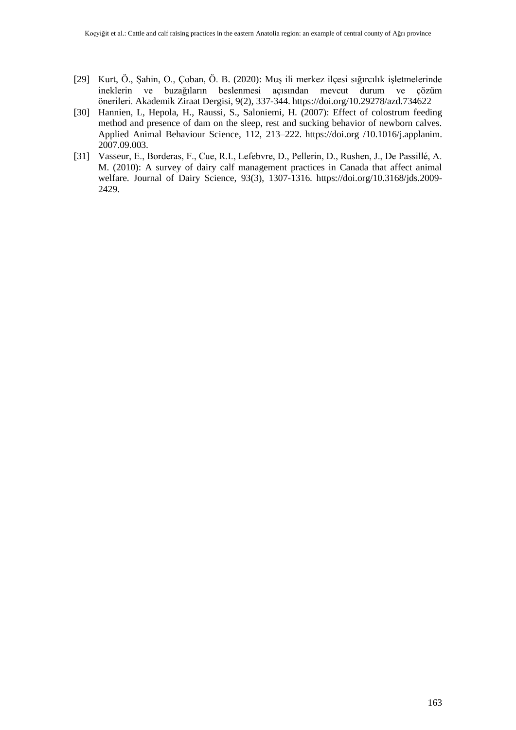[29] Kurt, Ö., Şahin, O., Çoban, Ö. B. (2020): Muş ili merkez ilçesi sığırcılık işletmelerinde ineklerin ve buzağıların beslenmesi açısından mevcut durum ve çözüm önerileri. Akademik Ziraat Dergisi, 9(2), 337-344. https://doi.org/10.29278/azd.734622

[30] Hannien, L, Hepola, H., Raussi, S., Saloniemi, H. (2007): Effect of colostrum feeding method and presence of dam on the sleep, rest and sucking behavior of newborn calves. Applied Animal Behaviour Science, 112, 213–222. https://doi.org /10.1016/j.applanim. 2007.09.003.

[31] Vasseur, E., Borderas, F., Cue, R.I., Lefebvre, D., Pellerin, D., Rushen, J., De Passillé, A. M. (2010): A survey of dairy calf management practices in Canada that affect animal welfare. Journal of Dairy Science, 93(3), 1307-1316. https://doi.org/10.3168/jds.2009-2429.